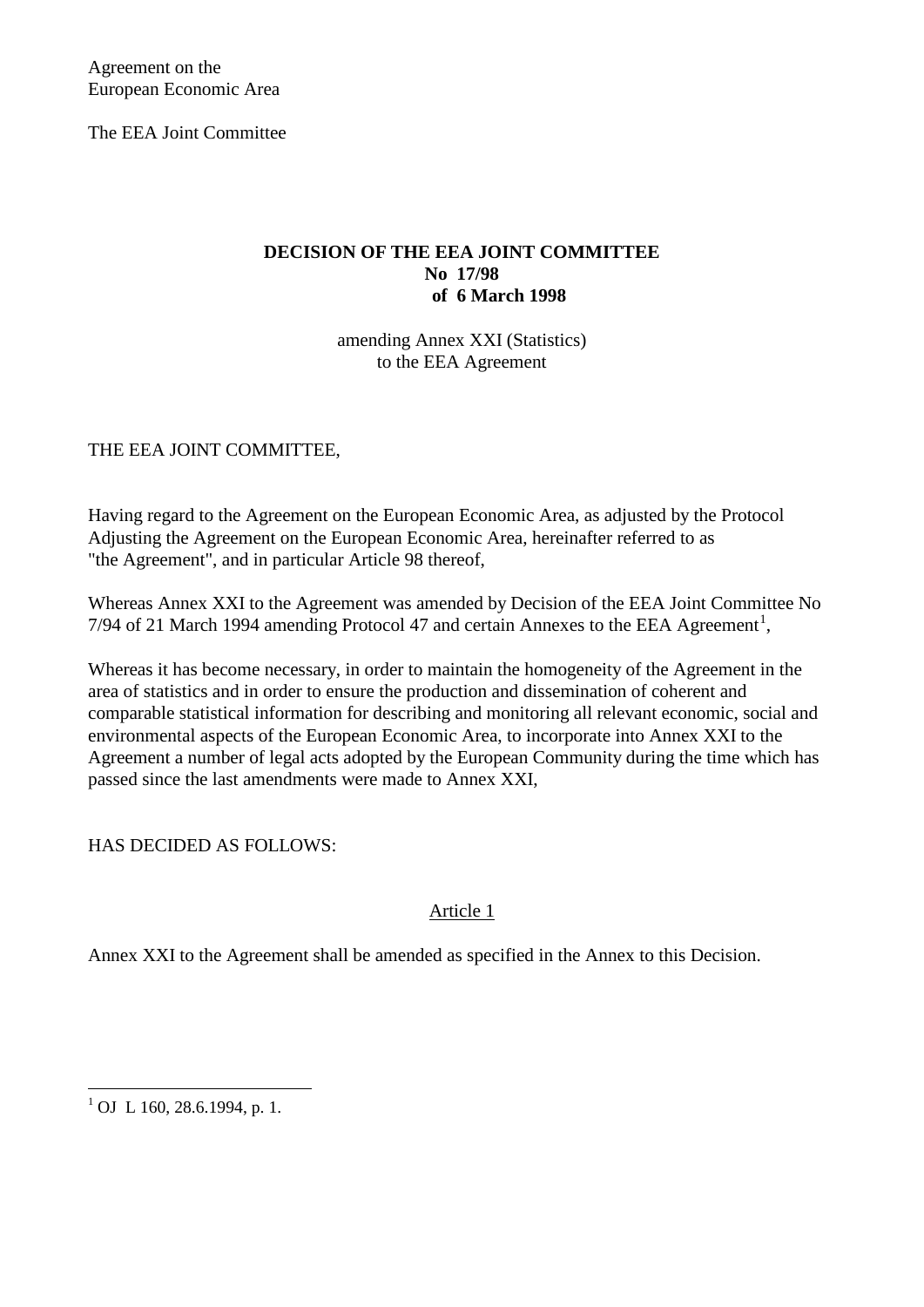Agreement on the
European Economic Area

The EEA Joint Committee

**DECISION OF THE EEA JOINT COMMITTEE**
**No 17/98**
**of 6 March 1998**

amending Annex XXI (Statistics)
to the EEA Agreement

THE EEA JOINT COMMITTEE,

Having regard to the Agreement on the European Economic Area, as adjusted by the Protocol Adjusting the Agreement on the European Economic Area, hereinafter referred to as "the Agreement", and in particular Article 98 thereof,

Whereas Annex XXI to the Agreement was amended by Decision of the EEA Joint Committee No 7/94 of 21 March 1994 amending Protocol 47 and certain Annexes to the EEA Agreement[1],

Whereas it has become necessary, in order to maintain the homogeneity of the Agreement in the area of statistics and in order to ensure the production and dissemination of coherent and comparable statistical information for describing and monitoring all relevant economic, social and environmental aspects of the European Economic Area, to incorporate into Annex XXI to the Agreement a number of legal acts adopted by the European Community during the time which has passed since the last amendments were made to Annex XXI,

HAS DECIDED AS FOLLOWS:

Article 1

Annex XXI to the Agreement shall be amended as specified in the Annex to this Decision.

[1] OJ L 160, 28.6.1994, p. 1.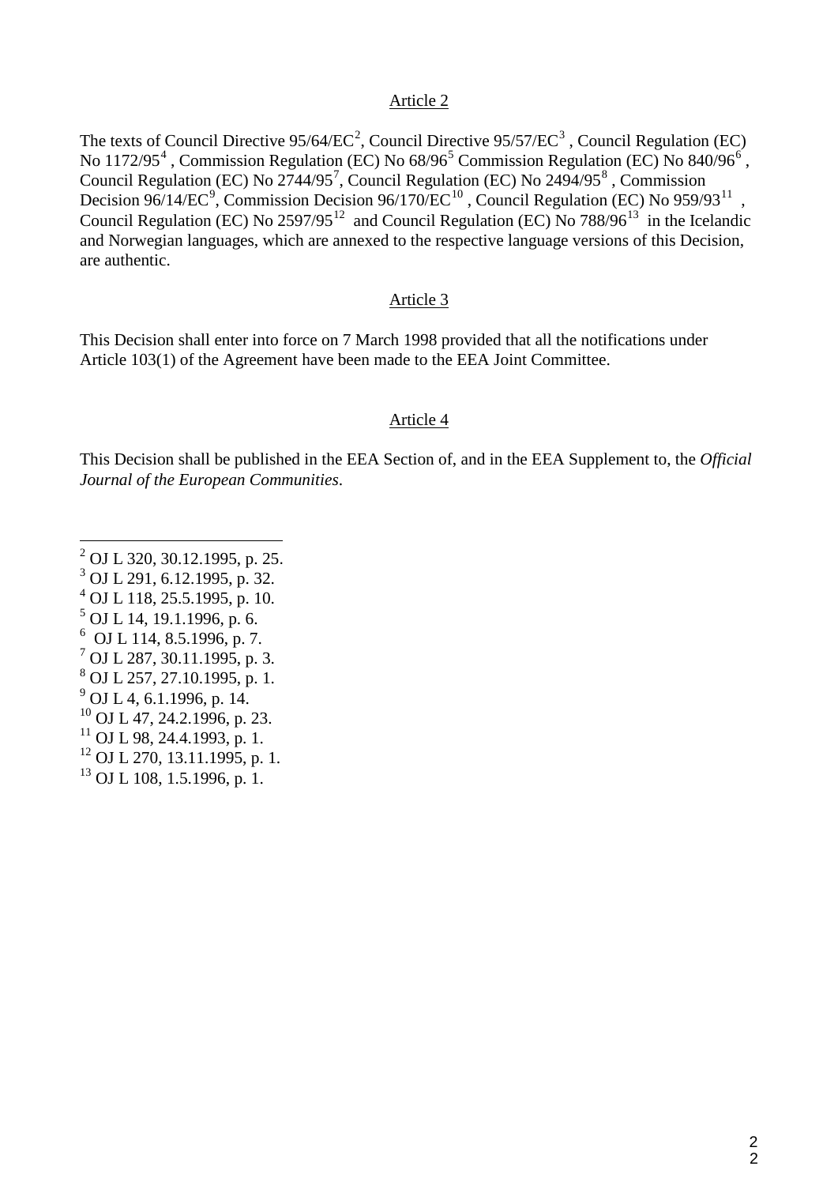Article 2

The texts of Council Directive 95/64/EC[2], Council Directive 95/57/EC[3] , Council Regulation (EC) No 1172/95[4] , Commission Regulation (EC) No 68/96[5] Commission Regulation (EC) No 840/96[6] , Council Regulation (EC) No 2744/95[7], Council Regulation (EC) No 2494/95[8] , Commission Decision 96/14/EC[9], Commission Decision 96/170/EC[10] , Council Regulation (EC) No 959/93[11] , Council Regulation (EC) No 2597/95[12] and Council Regulation (EC) No 788/96[13] in the Icelandic and Norwegian languages, which are annexed to the respective language versions of this Decision, are authentic.

Article 3

This Decision shall enter into force on 7 March 1998 provided that all the notifications under Article 103(1) of the Agreement have been made to the EEA Joint Committee.

Article 4

This Decision shall be published in the EEA Section of, and in the EEA Supplement to, the *Official Journal of the European Communities*.

---

[2] OJ L 320, 30.12.1995, p. 25.
[3] OJ L 291, 6.12.1995, p. 32.
[4] OJ L 118, 25.5.1995, p. 10.
[5] OJ L 14, 19.1.1996, p. 6.
[6] OJ L 114, 8.5.1996, p. 7.
[7] OJ L 287, 30.11.1995, p. 3.
[8] OJ L 257, 27.10.1995, p. 1.
[9] OJ L 4, 6.1.1996, p. 14.
[10] OJ L 47, 24.2.1996, p. 23.
[11] OJ L 98, 24.4.1993, p. 1.
[12] OJ L 270, 13.11.1995, p. 1.
[13] OJ L 108, 1.5.1996, p. 1.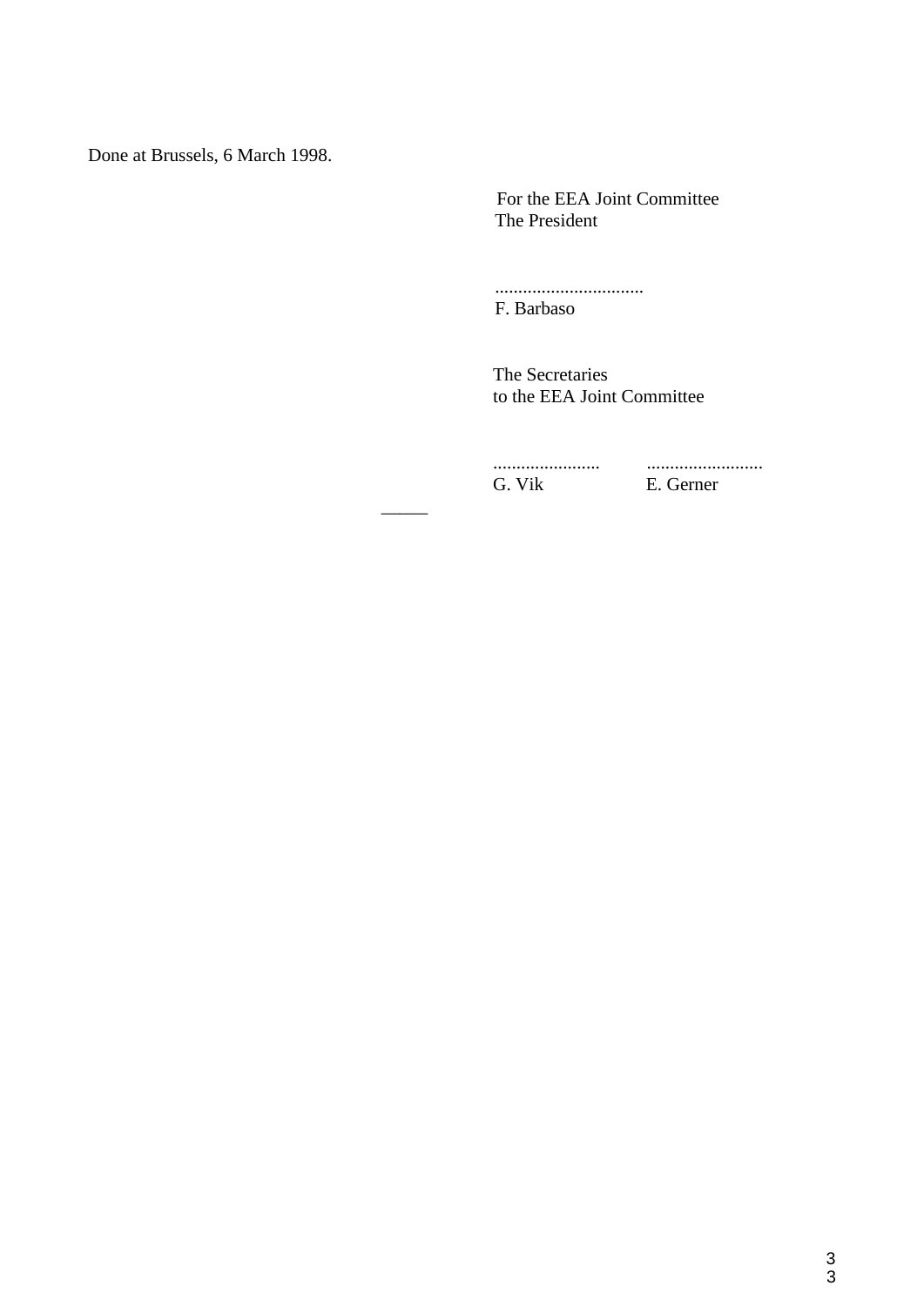Done at Brussels, 6 March 1998.

For the EEA Joint Committee
The President

................................
F. Barbaso

The Secretaries
to the EEA Joint Committee

....................... .........................
G. Vik E. Gerner

_____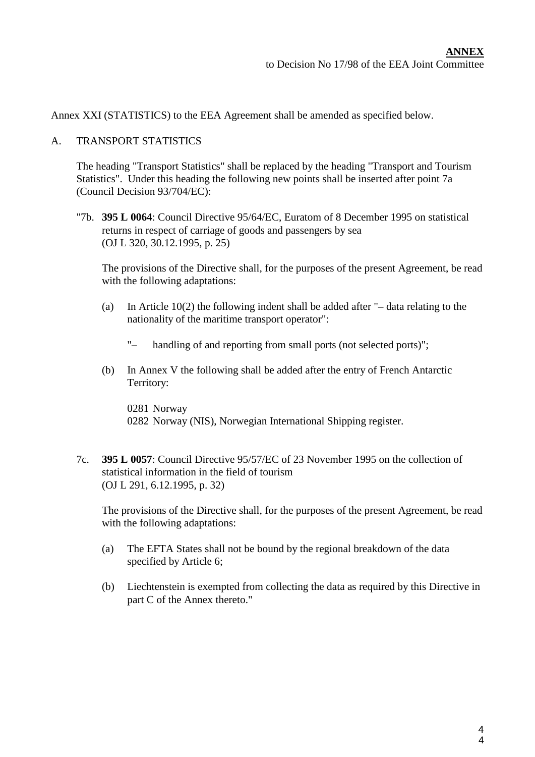**ANNEX**
to Decision No 17/98 of the EEA Joint Committee

Annex XXI (STATISTICS) to the EEA Agreement shall be amended as specified below.

A. TRANSPORT STATISTICS

The heading "Transport Statistics" shall be replaced by the heading "Transport and Tourism Statistics". Under this heading the following new points shall be inserted after point 7a (Council Decision 93/704/EC):

"7b. **395 L 0064**: Council Directive 95/64/EC, Euratom of 8 December 1995 on statistical returns in respect of carriage of goods and passengers by sea (OJ L 320, 30.12.1995, p. 25)

The provisions of the Directive shall, for the purposes of the present Agreement, be read with the following adaptations:

(a) In Article 10(2) the following indent shall be added after "– data relating to the nationality of the maritime transport operator":

"– handling of and reporting from small ports (not selected ports)";

(b) In Annex V the following shall be added after the entry of French Antarctic Territory:

0281 Norway
0282 Norway (NIS), Norwegian International Shipping register.

7c. **395 L 0057**: Council Directive 95/57/EC of 23 November 1995 on the collection of statistical information in the field of tourism (OJ L 291, 6.12.1995, p. 32)

The provisions of the Directive shall, for the purposes of the present Agreement, be read with the following adaptations:

(a) The EFTA States shall not be bound by the regional breakdown of the data specified by Article 6;

(b) Liechtenstein is exempted from collecting the data as required by this Directive in part C of the Annex thereto."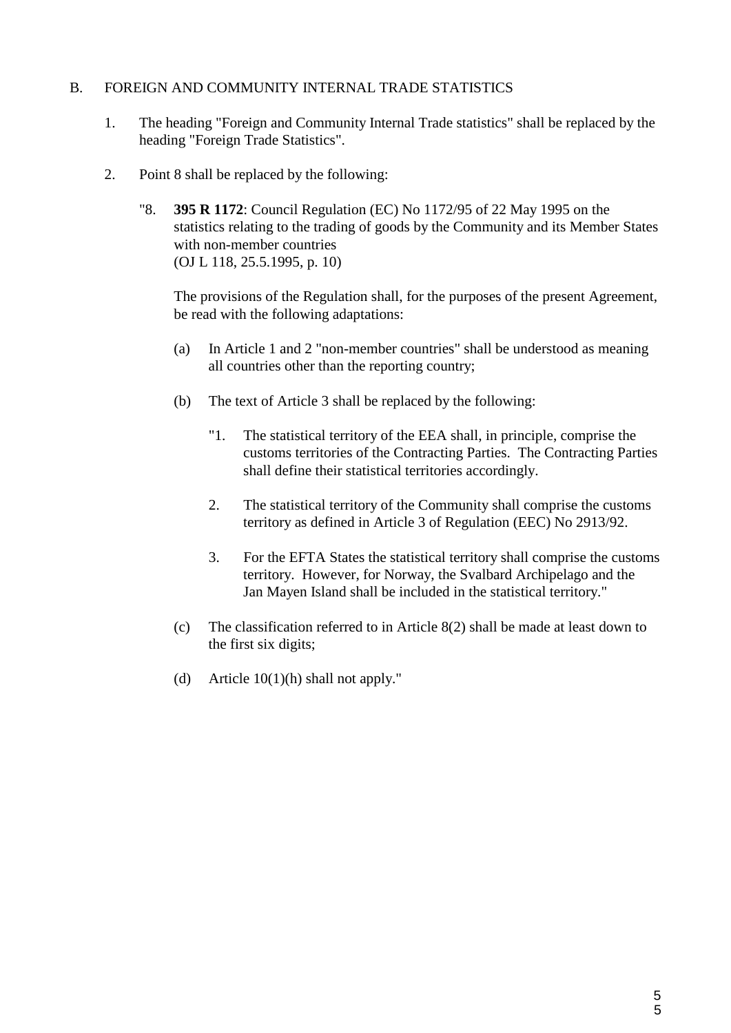## B. FOREIGN AND COMMUNITY INTERNAL TRADE STATISTICS

1. The heading "Foreign and Community Internal Trade statistics" shall be replaced by the heading "Foreign Trade Statistics".

2. Point 8 shall be replaced by the following:

   "8. **395 R 1172**: Council Regulation (EC) No 1172/95 of 22 May 1995 on the statistics relating to the trading of goods by the Community and its Member States with non-member countries
   (OJ L 118, 25.5.1995, p. 10)

   The provisions of the Regulation shall, for the purposes of the present Agreement, be read with the following adaptations:

   (a) In Article 1 and 2 "non-member countries" shall be understood as meaning all countries other than the reporting country;

   (b) The text of Article 3 shall be replaced by the following:

   "1. The statistical territory of the EEA shall, in principle, comprise the customs territories of the Contracting Parties. The Contracting Parties shall define their statistical territories accordingly.

   2. The statistical territory of the Community shall comprise the customs territory as defined in Article 3 of Regulation (EEC) No 2913/92.

   3. For the EFTA States the statistical territory shall comprise the customs territory. However, for Norway, the Svalbard Archipelago and the Jan Mayen Island shall be included in the statistical territory."

   (c) The classification referred to in Article 8(2) shall be made at least down to the first six digits;

   (d) Article 10(1)(h) shall not apply."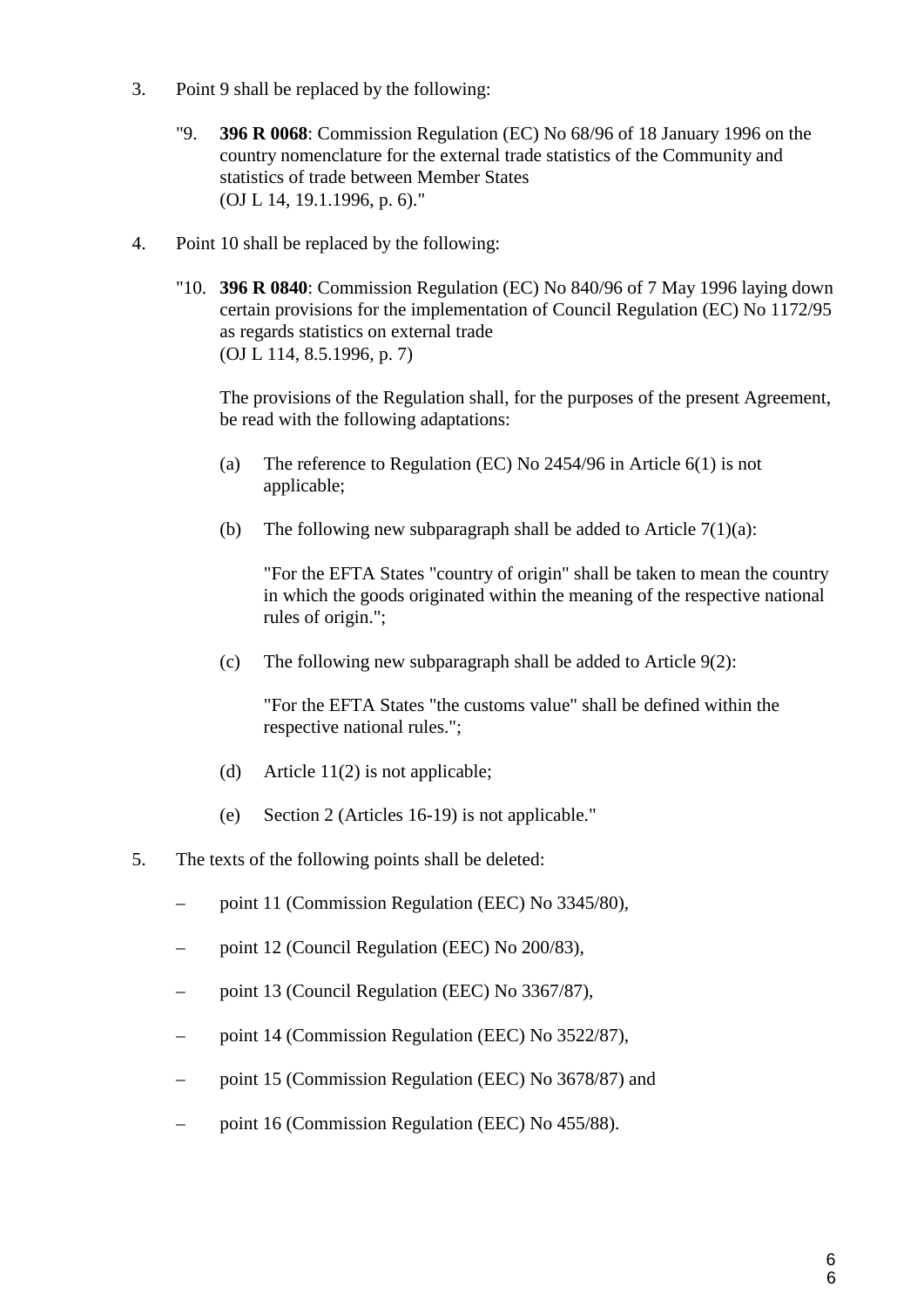3. Point 9 shall be replaced by the following:

   "9. **396 R 0068**: Commission Regulation (EC) No 68/96 of 18 January 1996 on the country nomenclature for the external trade statistics of the Community and statistics of trade between Member States
   (OJ L 14, 19.1.1996, p. 6)."

4. Point 10 shall be replaced by the following:

   "10. **396 R 0840**: Commission Regulation (EC) No 840/96 of 7 May 1996 laying down certain provisions for the implementation of Council Regulation (EC) No 1172/95 as regards statistics on external trade
   (OJ L 114, 8.5.1996, p. 7)

   The provisions of the Regulation shall, for the purposes of the present Agreement, be read with the following adaptations:

   (a) The reference to Regulation (EC) No 2454/96 in Article 6(1) is not applicable;

   (b) The following new subparagraph shall be added to Article 7(1)(a):

   "For the EFTA States "country of origin" shall be taken to mean the country in which the goods originated within the meaning of the respective national rules of origin.";

   (c) The following new subparagraph shall be added to Article 9(2):

   "For the EFTA States "the customs value" shall be defined within the respective national rules.";

   (d) Article 11(2) is not applicable;

   (e) Section 2 (Articles 16-19) is not applicable."

5. The texts of the following points shall be deleted:

   – point 11 (Commission Regulation (EEC) No 3345/80),

   – point 12 (Council Regulation (EEC) No 200/83),

   – point 13 (Council Regulation (EEC) No 3367/87),

   – point 14 (Commission Regulation (EEC) No 3522/87),

   – point 15 (Commission Regulation (EEC) No 3678/87) and

   – point 16 (Commission Regulation (EEC) No 455/88).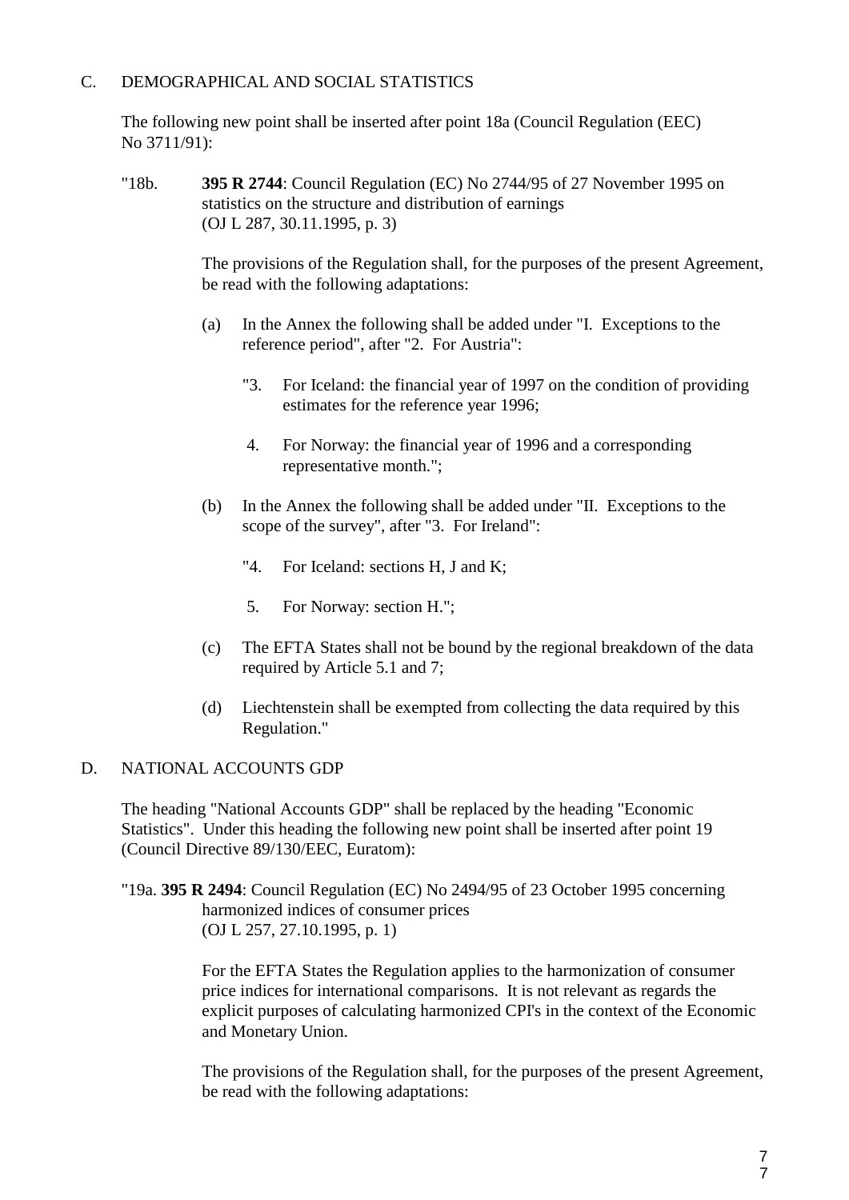C. DEMOGRAPHICAL AND SOCIAL STATISTICS

The following new point shall be inserted after point 18a (Council Regulation (EEC) No 3711/91):

"18b. **395 R 2744**: Council Regulation (EC) No 2744/95 of 27 November 1995 on statistics on the structure and distribution of earnings (OJ L 287, 30.11.1995, p. 3)

The provisions of the Regulation shall, for the purposes of the present Agreement, be read with the following adaptations:

(a) In the Annex the following shall be added under "I. Exceptions to the reference period", after "2. For Austria":

"3. For Iceland: the financial year of 1997 on the condition of providing estimates for the reference year 1996;

4. For Norway: the financial year of 1996 and a corresponding representative month.";

(b) In the Annex the following shall be added under "II. Exceptions to the scope of the survey", after "3. For Ireland":

"4. For Iceland: sections H, J and K;

5. For Norway: section H.";

(c) The EFTA States shall not be bound by the regional breakdown of the data required by Article 5.1 and 7;

(d) Liechtenstein shall be exempted from collecting the data required by this Regulation."

D. NATIONAL ACCOUNTS GDP

The heading "National Accounts GDP" shall be replaced by the heading "Economic Statistics". Under this heading the following new point shall be inserted after point 19 (Council Directive 89/130/EEC, Euratom):

"19a. **395 R 2494**: Council Regulation (EC) No 2494/95 of 23 October 1995 concerning harmonized indices of consumer prices (OJ L 257, 27.10.1995, p. 1)

For the EFTA States the Regulation applies to the harmonization of consumer price indices for international comparisons. It is not relevant as regards the explicit purposes of calculating harmonized CPI's in the context of the Economic and Monetary Union.

The provisions of the Regulation shall, for the purposes of the present Agreement, be read with the following adaptations: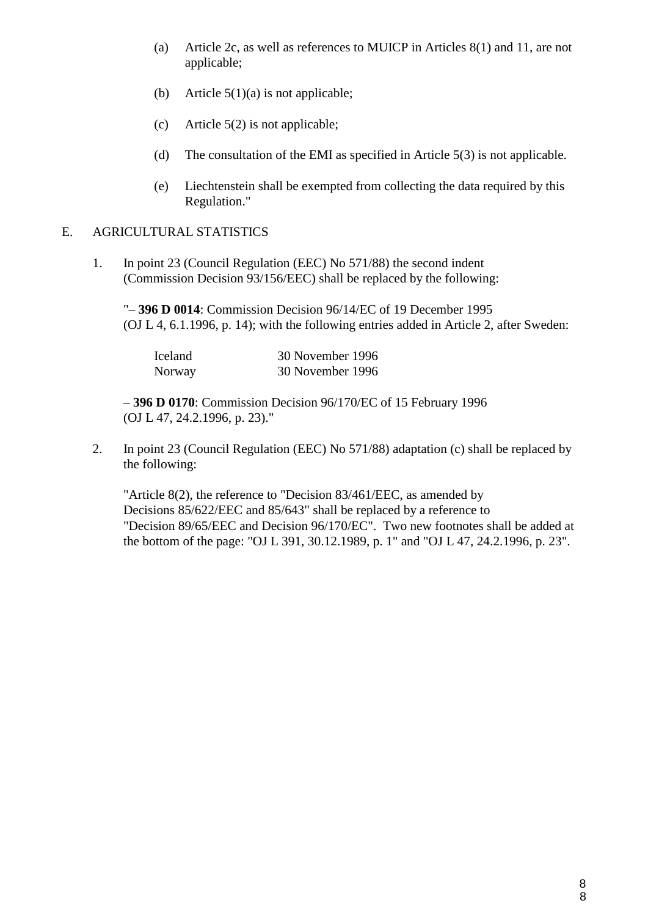(a) Article 2c, as well as references to MUICP in Articles 8(1) and 11, are not applicable;

(b) Article 5(1)(a) is not applicable;

(c) Article 5(2) is not applicable;

(d) The consultation of the EMI as specified in Article 5(3) is not applicable.

(e) Liechtenstein shall be exempted from collecting the data required by this Regulation."

E. AGRICULTURAL STATISTICS

1. In point 23 (Council Regulation (EEC) No 571/88) the second indent (Commission Decision 93/156/EEC) shall be replaced by the following:

   "– **396 D 0014**: Commission Decision 96/14/EC of 19 December 1995 (OJ L 4, 6.1.1996, p. 14); with the following entries added in Article 2, after Sweden:

   | | |
   |---|---|
   | Iceland | 30 November 1996 |
   | Norway | 30 November 1996 |

   – **396 D 0170**: Commission Decision 96/170/EC of 15 February 1996 (OJ L 47, 24.2.1996, p. 23)."

2. In point 23 (Council Regulation (EEC) No 571/88) adaptation (c) shall be replaced by the following:

   "Article 8(2), the reference to "Decision 83/461/EEC, as amended by Decisions 85/622/EEC and 85/643" shall be replaced by a reference to "Decision 89/65/EEC and Decision 96/170/EC". Two new footnotes shall be added at the bottom of the page: "OJ L 391, 30.12.1989, p. 1" and "OJ L 47, 24.2.1996, p. 23".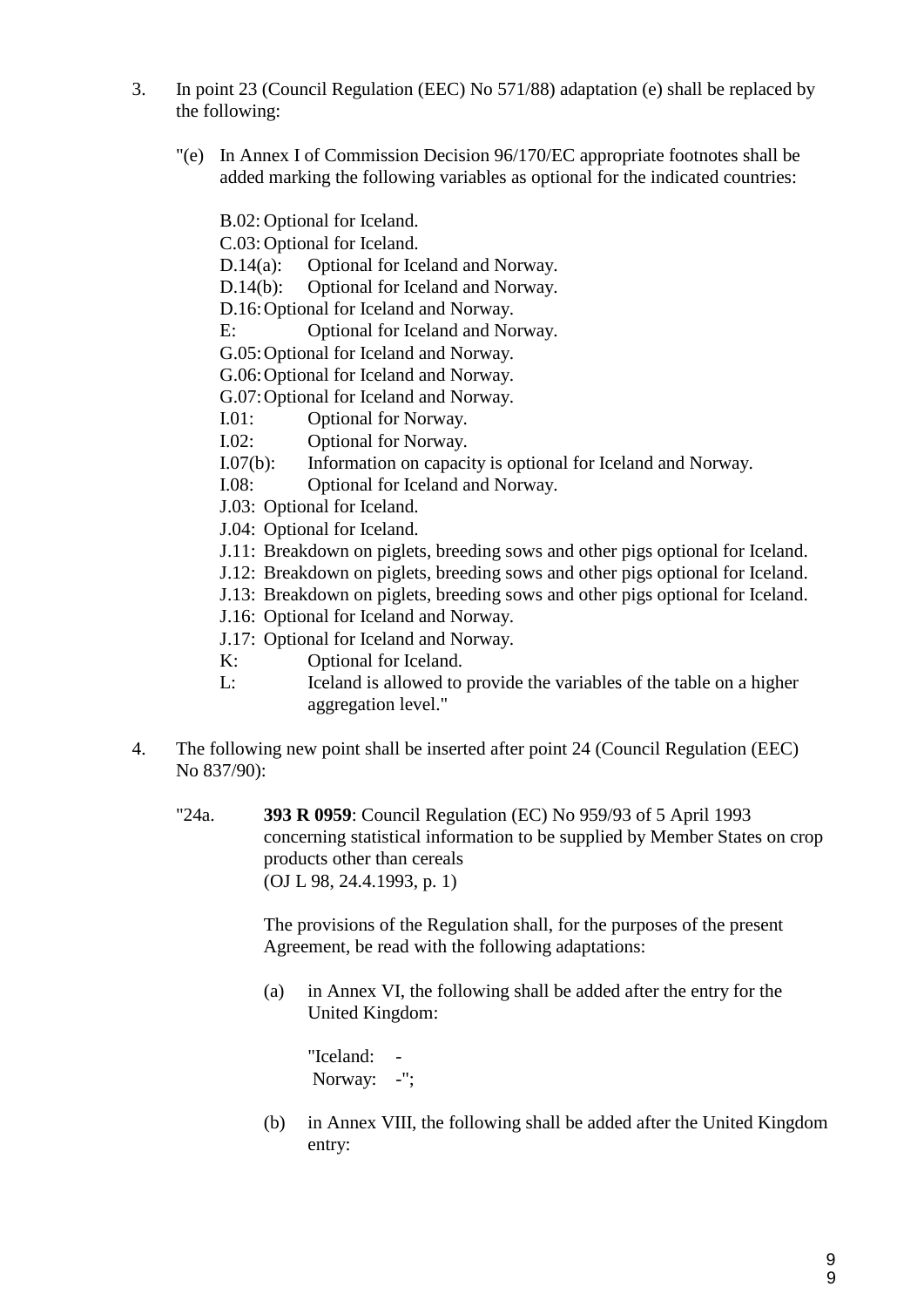3. In point 23 (Council Regulation (EEC) No 571/88) adaptation (e) shall be replaced by the following:

   "(e) In Annex I of Commission Decision 96/170/EC appropriate footnotes shall be added marking the following variables as optional for the indicated countries:

   B.02: Optional for Iceland.
   C.03: Optional for Iceland.
   D.14(a): Optional for Iceland and Norway.
   D.14(b): Optional for Iceland and Norway.
   D.16: Optional for Iceland and Norway.
   E: Optional for Iceland and Norway.
   G.05: Optional for Iceland and Norway.
   G.06: Optional for Iceland and Norway.
   G.07: Optional for Iceland and Norway.
   I.01: Optional for Norway.
   I.02: Optional for Norway.
   I.07(b): Information on capacity is optional for Iceland and Norway.
   I.08: Optional for Iceland and Norway.
   J.03: Optional for Iceland.
   J.04: Optional for Iceland.
   J.11: Breakdown on piglets, breeding sows and other pigs optional for Iceland.
   J.12: Breakdown on piglets, breeding sows and other pigs optional for Iceland.
   J.13: Breakdown on piglets, breeding sows and other pigs optional for Iceland.
   J.16: Optional for Iceland and Norway.
   J.17: Optional for Iceland and Norway.
   K: Optional for Iceland.
   L: Iceland is allowed to provide the variables of the table on a higher aggregation level."

4. The following new point shall be inserted after point 24 (Council Regulation (EEC) No 837/90):

   "24a. **393 R 0959**: Council Regulation (EC) No 959/93 of 5 April 1993 concerning statistical information to be supplied by Member States on crop products other than cereals
   (OJ L 98, 24.4.1993, p. 1)

   The provisions of the Regulation shall, for the purposes of the present Agreement, be read with the following adaptations:

   (a) in Annex VI, the following shall be added after the entry for the United Kingdom:

   "Iceland: -
   Norway: -";

   (b) in Annex VIII, the following shall be added after the United Kingdom entry: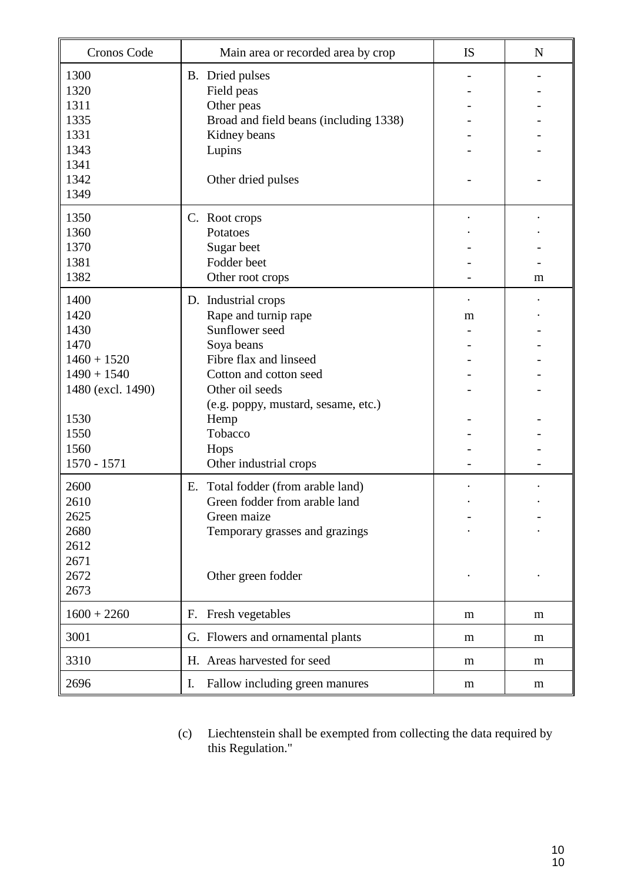| Cronos Code | Main area or recorded area by crop | IS | N |
|---|---|---|---|
| 1300 | B. Dried pulses | - | - |
| 1320 | Field peas | - | - |
| 1311 | Other peas | - | - |
| 1335 | Broad and field beans (including 1338) | - | - |
| 1331 | Kidney beans | - | - |
| 1343 | Lupins | - | - |
| 1341<br>1342<br>1349 | Other dried pulses | - | - |
| 1350 | C. Root crops | · | · |
| 1360 | Potatoes | · | · |
| 1370 | Sugar beet | - | - |
| 1381 | Fodder beet | - | - |
| 1382 | Other root crops | - | m |
| 1400 | D. Industrial crops | · | · |
| 1420 | Rape and turnip rape | m | · |
| 1430 | Sunflower seed | - | - |
| 1470 | Soya beans | - | - |
| 1460 + 1520 | Fibre flax and linseed | - | - |
| 1490 + 1540 | Cotton and cotton seed | - | - |
| 1480 (excl. 1490) | Other oil seeds (e.g. poppy, mustard, sesame, etc.) | - | - |
| 1530 | Hemp | - | - |
| 1550 | Tobacco | - | - |
| 1560 | Hops | - | - |
| 1570 - 1571 | Other industrial crops | - | - |
| 2600 | E. Total fodder (from arable land) | · | · |
| 2610 | Green fodder from arable land | · | · |
| 2625 | Green maize | - | - |
| 2680 | Temporary grasses and grazings | · | · |
| 2612<br>2671<br>2672<br>2673 | Other green fodder | · | · |
| 1600 + 2260 | F. Fresh vegetables | m | m |
| 3001 | G. Flowers and ornamental plants | m | m |
| 3310 | H. Areas harvested for seed | m | m |
| 2696 | I. Fallow including green manures | m | m |

(c) Liechtenstein shall be exempted from collecting the data required by this Regulation."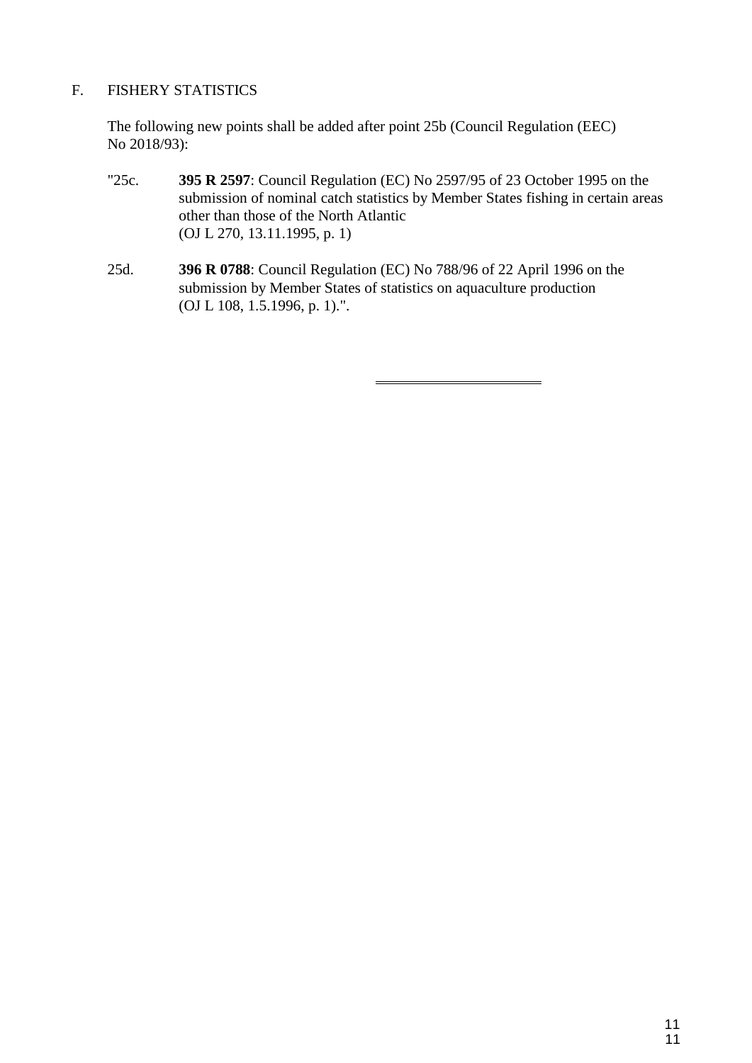F. FISHERY STATISTICS

The following new points shall be added after point 25b (Council Regulation (EEC) No 2018/93):

"25c. **395 R 2597**: Council Regulation (EC) No 2597/95 of 23 October 1995 on the submission of nominal catch statistics by Member States fishing in certain areas other than those of the North Atlantic
(OJ L 270, 13.11.1995, p. 1)

25d. **396 R 0788**: Council Regulation (EC) No 788/96 of 22 April 1996 on the submission by Member States of statistics on aquaculture production
(OJ L 108, 1.5.1996, p. 1).".